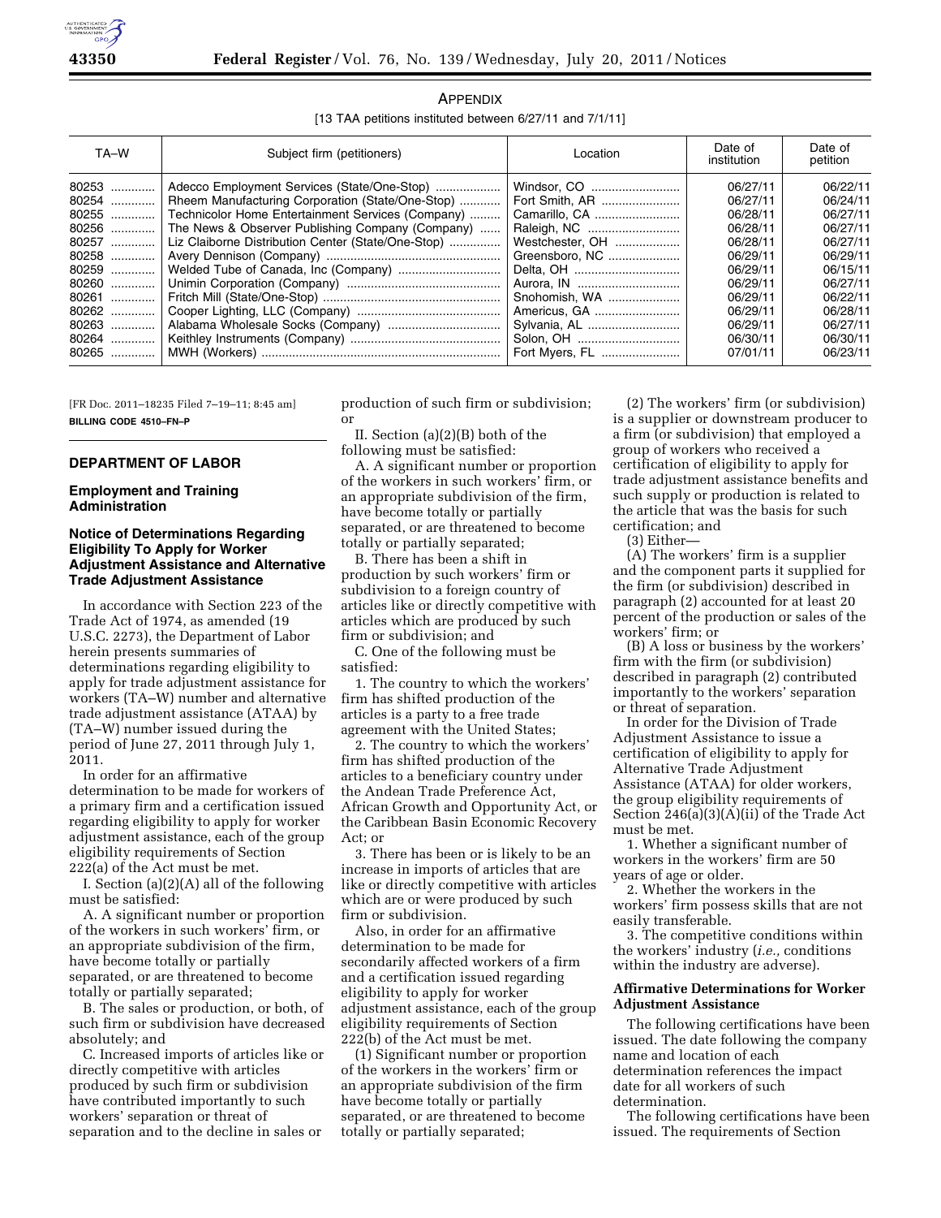APPENDIX

[13 TAA petitions instituted between 6/27/11 and 7/1/11]

| TA–W | Subject firm (petitioners) | Location | Date of institution | Date of petition |
|---|---|---|---|---|
| 80253 | Adecco Employment Services (State/One-Stop) | Windsor, CO | 06/27/11 | 06/22/11 |
| 80254 | Rheem Manufacturing Corporation (State/One-Stop) | Fort Smith, AR | 06/27/11 | 06/24/11 |
| 80255 | Technicolor Home Entertainment Services (Company) | Camarillo, CA | 06/28/11 | 06/27/11 |
| 80256 | The News & Observer Publishing Company (Company) | Raleigh, NC | 06/28/11 | 06/27/11 |
| 80257 | Liz Claiborne Distribution Center (State/One-Stop) | Westchester, OH | 06/28/11 | 06/27/11 |
| 80258 | Avery Dennison (Company) | Greensboro, NC | 06/29/11 | 06/29/11 |
| 80259 | Welded Tube of Canada, Inc (Company) | Delta, OH | 06/29/11 | 06/15/11 |
| 80260 | Unimin Corporation (Company) | Aurora, IN | 06/29/11 | 06/27/11 |
| 80261 | Fritch Mill (State/One-Stop) | Snohomish, WA | 06/29/11 | 06/22/11 |
| 80262 | Cooper Lighting, LLC (Company) | Americus, GA | 06/29/11 | 06/28/11 |
| 80263 | Alabama Wholesale Socks (Company) | Sylvania, AL | 06/29/11 | 06/27/11 |
| 80264 | Keithley Instruments (Company) | Solon, OH | 06/30/11 | 06/30/11 |
| 80265 | MWH (Workers) | Fort Myers, FL | 07/01/11 | 06/23/11 |

[FR Doc. 2011–18235 Filed 7–19–11; 8:45 am]

**BILLING CODE 4510–FN–P**

## DEPARTMENT OF LABOR

### Employment and Training Administration

### Notice of Determinations Regarding Eligibility To Apply for Worker Adjustment Assistance and Alternative Trade Adjustment Assistance

In accordance with Section 223 of the Trade Act of 1974, as amended (19 U.S.C. 2273), the Department of Labor herein presents summaries of determinations regarding eligibility to apply for trade adjustment assistance for workers (TA–W) number and alternative trade adjustment assistance (ATAA) by (TA–W) number issued during the period of June 27, 2011 through July 1, 2011.

In order for an affirmative determination to be made for workers of a primary firm and a certification issued regarding eligibility to apply for worker adjustment assistance, each of the group eligibility requirements of Section 222(a) of the Act must be met.

I. Section (a)(2)(A) all of the following must be satisfied:

A. A significant number or proportion of the workers in such workers' firm, or an appropriate subdivision of the firm, have become totally or partially separated, or are threatened to become totally or partially separated;

B. The sales or production, or both, of such firm or subdivision have decreased absolutely; and

C. Increased imports of articles like or directly competitive with articles produced by such firm or subdivision have contributed importantly to such workers' separation or threat of separation and to the decline in sales or production of such firm or subdivision; or

II. Section (a)(2)(B) both of the following must be satisfied:

A. A significant number or proportion of the workers in such workers' firm, or an appropriate subdivision of the firm, have become totally or partially separated, or are threatened to become totally or partially separated;

B. There has been a shift in production by such workers' firm or subdivision to a foreign country of articles like or directly competitive with articles which are produced by such firm or subdivision; and

C. One of the following must be satisfied:

1. The country to which the workers' firm has shifted production of the articles is a party to a free trade agreement with the United States;

2. The country to which the workers' firm has shifted production of the articles to a beneficiary country under the Andean Trade Preference Act, African Growth and Opportunity Act, or the Caribbean Basin Economic Recovery Act; or

3. There has been or is likely to be an increase in imports of articles that are like or directly competitive with articles which are or were produced by such firm or subdivision.

Also, in order for an affirmative determination to be made for secondarily affected workers of a firm and a certification issued regarding eligibility to apply for worker adjustment assistance, each of the group eligibility requirements of Section 222(b) of the Act must be met.

(1) Significant number or proportion of the workers in the workers' firm or an appropriate subdivision of the firm have become totally or partially separated, or are threatened to become totally or partially separated;

(2) The workers' firm (or subdivision) is a supplier or downstream producer to a firm (or subdivision) that employed a group of workers who received a certification of eligibility to apply for trade adjustment assistance benefits and such supply or production is related to the article that was the basis for such certification; and

(3) Either—

(A) The workers' firm is a supplier and the component parts it supplied for the firm (or subdivision) described in paragraph (2) accounted for at least 20 percent of the production or sales of the workers' firm; or

(B) A loss or business by the workers' firm with the firm (or subdivision) described in paragraph (2) contributed importantly to the workers' separation or threat of separation.

In order for the Division of Trade Adjustment Assistance to issue a certification of eligibility to apply for Alternative Trade Adjustment Assistance (ATAA) for older workers, the group eligibility requirements of Section 246(a)(3)(A)(ii) of the Trade Act must be met.

1. Whether a significant number of workers in the workers' firm are 50 years of age or older.

2. Whether the workers in the workers' firm possess skills that are not easily transferable.

3. The competitive conditions within the workers' industry (*i.e.,* conditions within the industry are adverse).

#### Affirmative Determinations for Worker Adjustment Assistance

The following certifications have been issued. The date following the company name and location of each determination references the impact date for all workers of such determination.

The following certifications have been issued. The requirements of Section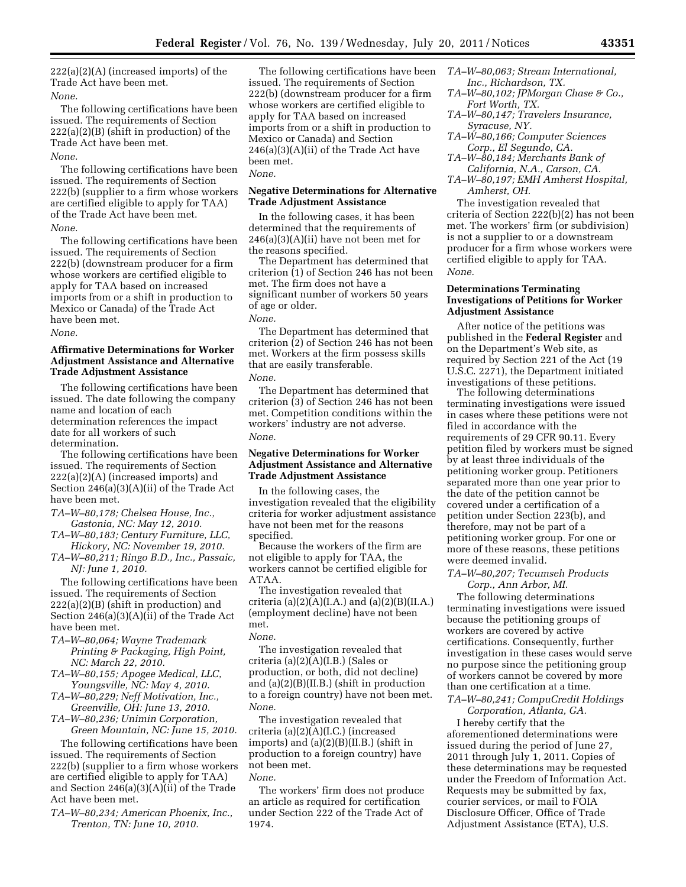222(a)(2)(A) (increased imports) of the Trade Act have been met.

*None.*

The following certifications have been issued. The requirements of Section 222(a)(2)(B) (shift in production) of the Trade Act have been met.

*None.*

The following certifications have been issued. The requirements of Section 222(b) (supplier to a firm whose workers are certified eligible to apply for TAA) of the Trade Act have been met.

*None.*

The following certifications have been issued. The requirements of Section 222(b) (downstream producer for a firm whose workers are certified eligible to apply for TAA based on increased imports from or a shift in production to Mexico or Canada) of the Trade Act have been met.

*None.*

## Affirmative Determinations for Worker Adjustment Assistance and Alternative Trade Adjustment Assistance

The following certifications have been issued. The date following the company name and location of each determination references the impact date for all workers of such determination.

The following certifications have been issued. The requirements of Section 222(a)(2)(A) (increased imports) and Section 246(a)(3)(A)(ii) of the Trade Act have been met.

*TA–W–80,178; Chelsea House, Inc., Gastonia, NC: May 12, 2010.*
*TA–W–80,183; Century Furniture, LLC, Hickory, NC: November 19, 2010.*
*TA–W–80,211; Ringo B.D., Inc., Passaic, NJ: June 1, 2010.*

The following certifications have been issued. The requirements of Section 222(a)(2)(B) (shift in production) and Section 246(a)(3)(A)(ii) of the Trade Act have been met.

*TA–W–80,064; Wayne Trademark Printing & Packaging, High Point, NC: March 22, 2010.*
*TA–W–80,155; Apogee Medical, LLC, Youngsville, NC: May 4, 2010.*
*TA–W–80,229; Neff Motivation, Inc., Greenville, OH: June 13, 2010.*
*TA–W–80,236; Unimin Corporation, Green Mountain, NC: June 15, 2010.*

The following certifications have been issued. The requirements of Section 222(b) (supplier to a firm whose workers are certified eligible to apply for TAA) and Section 246(a)(3)(A)(ii) of the Trade Act have been met.

*TA–W–80,234; American Phoenix, Inc., Trenton, TN: June 10, 2010.*

The following certifications have been issued. The requirements of Section 222(b) (downstream producer for a firm whose workers are certified eligible to apply for TAA based on increased imports from or a shift in production to Mexico or Canada) and Section 246(a)(3)(A)(ii) of the Trade Act have been met.

*None.*

## Negative Determinations for Alternative Trade Adjustment Assistance

In the following cases, it has been determined that the requirements of 246(a)(3)(A)(ii) have not been met for the reasons specified.

The Department has determined that criterion (1) of Section 246 has not been met. The firm does not have a significant number of workers 50 years of age or older.

*None.*

The Department has determined that criterion (2) of Section 246 has not been met. Workers at the firm possess skills that are easily transferable.

*None.*

The Department has determined that criterion (3) of Section 246 has not been met. Competition conditions within the workers' industry are not adverse.

*None.*

## Negative Determinations for Worker Adjustment Assistance and Alternative Trade Adjustment Assistance

In the following cases, the investigation revealed that the eligibility criteria for worker adjustment assistance have not been met for the reasons specified.

Because the workers of the firm are not eligible to apply for TAA, the workers cannot be certified eligible for ATAA.

The investigation revealed that criteria (a)(2)(A)(I.A.) and (a)(2)(B)(II.A.) (employment decline) have not been met.

*None.*

The investigation revealed that criteria (a)(2)(A)(I.B.) (Sales or production, or both, did not decline) and (a)(2)(B)(II.B.) (shift in production to a foreign country) have not been met.

*None.*

The investigation revealed that criteria (a)(2)(A)(I.C.) (increased imports) and (a)(2)(B)(II.B.) (shift in production to a foreign country) have not been met.

*None.*

The workers' firm does not produce an article as required for certification under Section 222 of the Trade Act of 1974.

*TA–W–80,063; Stream International, Inc., Richardson, TX.*
*TA–W–80,102; JPMorgan Chase & Co., Fort Worth, TX.*
*TA–W–80,147; Travelers Insurance, Syracuse, NY.*
*TA–W–80,166; Computer Sciences Corp., El Segundo, CA.*
*TA–W–80,184; Merchants Bank of California, N.A., Carson, CA.*
*TA–W–80,197; EMH Amherst Hospital, Amherst, OH.*

The investigation revealed that criteria of Section 222(b)(2) has not been met. The workers' firm (or subdivision) is not a supplier to or a downstream producer for a firm whose workers were certified eligible to apply for TAA.

*None.*

## Determinations Terminating Investigations of Petitions for Worker Adjustment Assistance

After notice of the petitions was published in the **Federal Register** and on the Department's Web site, as required by Section 221 of the Act (19 U.S.C. 2271), the Department initiated investigations of these petitions.

The following determinations terminating investigations were issued in cases where these petitions were not filed in accordance with the requirements of 29 CFR 90.11. Every petition filed by workers must be signed by at least three individuals of the petitioning worker group. Petitioners separated more than one year prior to the date of the petition cannot be covered under a certification of a petition under Section 223(b), and therefore, may not be part of a petitioning worker group. For one or more of these reasons, these petitions were deemed invalid.

*TA–W–80,207; Tecumseh Products Corp., Ann Arbor, MI.*

The following determinations terminating investigations were issued because the petitioning groups of workers are covered by active certifications. Consequently, further investigation in these cases would serve no purpose since the petitioning group of workers cannot be covered by more than one certification at a time.

*TA–W–80,241; CompuCredit Holdings Corporation, Atlanta, GA.*

I hereby certify that the aforementioned determinations were issued during the period of June 27, 2011 through July 1, 2011. Copies of these determinations may be requested under the Freedom of Information Act. Requests may be submitted by fax, courier services, or mail to FOIA Disclosure Officer, Office of Trade Adjustment Assistance (ETA), U.S.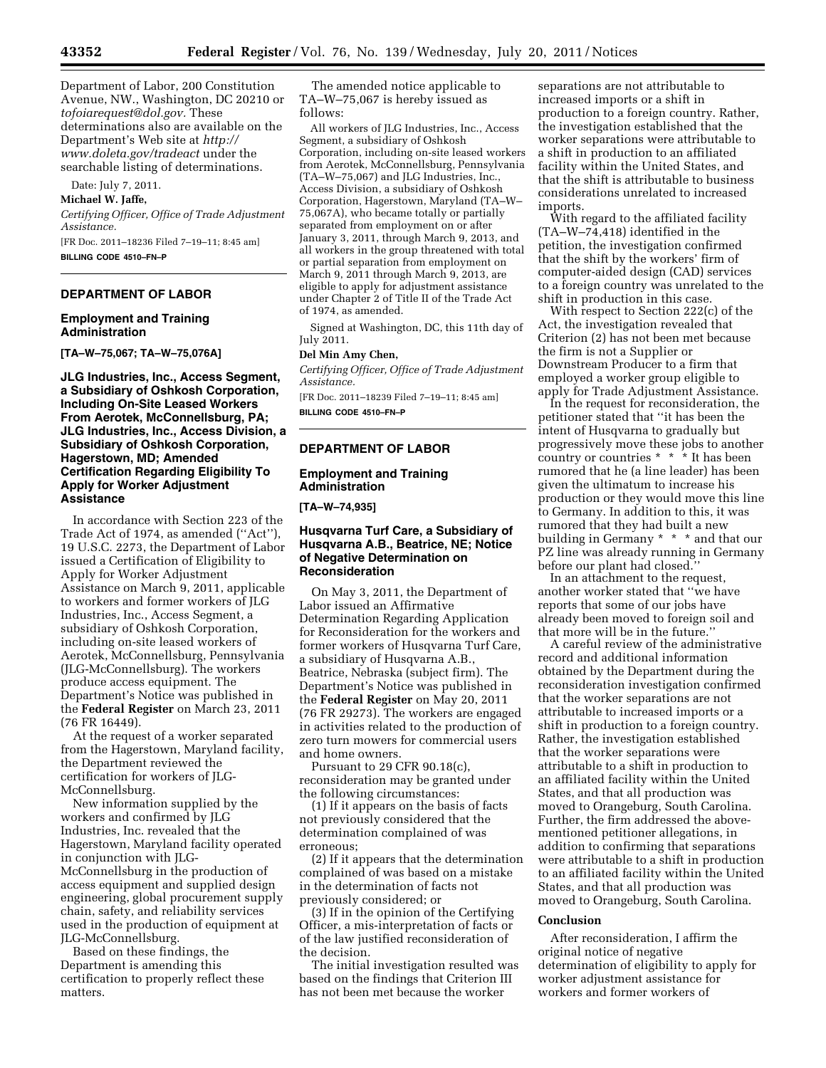Department of Labor, 200 Constitution Avenue, NW., Washington, DC 20210 or *tofoiarequest@dol.gov.* These determinations also are available on the Department's Web site at *http://www.doleta.gov/tradeact* under the searchable listing of determinations.

Date: July 7, 2011.

**Michael W. Jaffe,**

*Certifying Officer, Office of Trade Adjustment Assistance.*

[FR Doc. 2011–18236 Filed 7–19–11; 8:45 am]

**BILLING CODE 4510–FN–P**

---

## DEPARTMENT OF LABOR

### Employment and Training Administration

**[TA–W–75,067; TA–W–75,076A]**

### JLG Industries, Inc., Access Segment, a Subsidiary of Oshkosh Corporation, Including On-Site Leased Workers From Aerotek, McConnellsburg, PA; JLG Industries, Inc., Access Division, a Subsidiary of Oshkosh Corporation, Hagerstown, MD; Amended Certification Regarding Eligibility To Apply for Worker Adjustment Assistance

In accordance with Section 223 of the Trade Act of 1974, as amended (''Act''), 19 U.S.C. 2273, the Department of Labor issued a Certification of Eligibility to Apply for Worker Adjustment Assistance on March 9, 2011, applicable to workers and former workers of JLG Industries, Inc., Access Segment, a subsidiary of Oshkosh Corporation, including on-site leased workers of Aerotek, McConnellsburg, Pennsylvania (JLG-McConnellsburg). The workers produce access equipment. The Department's Notice was published in the **Federal Register** on March 23, 2011 (76 FR 16449).

At the request of a worker separated from the Hagerstown, Maryland facility, the Department reviewed the certification for workers of JLG-McConnellsburg.

New information supplied by the workers and confirmed by JLG Industries, Inc. revealed that the Hagerstown, Maryland facility operated in conjunction with JLG-McConnellsburg in the production of access equipment and supplied design engineering, global procurement supply chain, safety, and reliability services used in the production of equipment at JLG-McConnellsburg.

Based on these findings, the Department is amending this certification to properly reflect these matters.

The amended notice applicable to TA–W–75,067 is hereby issued as follows:

All workers of JLG Industries, Inc., Access Segment, a subsidiary of Oshkosh Corporation, including on-site leased workers from Aerotek, McConnellsburg, Pennsylvania (TA–W–75,067) and JLG Industries, Inc., Access Division, a subsidiary of Oshkosh Corporation, Hagerstown, Maryland (TA–W–75,067A), who became totally or partially separated from employment on or after January 3, 2011, through March 9, 2013, and all workers in the group threatened with total or partial separation from employment on March 9, 2011 through March 9, 2013, are eligible to apply for adjustment assistance under Chapter 2 of Title II of the Trade Act of 1974, as amended.

Signed at Washington, DC, this 11th day of July 2011.

**Del Min Amy Chen,**

*Certifying Officer, Office of Trade Adjustment Assistance.*

[FR Doc. 2011–18239 Filed 7–19–11; 8:45 am]

**BILLING CODE 4510–FN–P**

---

## DEPARTMENT OF LABOR

### Employment and Training Administration

**[TA–W–74,935]**

### Husqvarna Turf Care, a Subsidiary of Husqvarna A.B., Beatrice, NE; Notice of Negative Determination on Reconsideration

On May 3, 2011, the Department of Labor issued an Affirmative Determination Regarding Application for Reconsideration for the workers and former workers of Husqvarna Turf Care, a subsidiary of Husqvarna A.B., Beatrice, Nebraska (subject firm). The Department's Notice was published in the **Federal Register** on May 20, 2011 (76 FR 29273). The workers are engaged in activities related to the production of zero turn mowers for commercial users and home owners.

Pursuant to 29 CFR 90.18(c), reconsideration may be granted under the following circumstances:

(1) If it appears on the basis of facts not previously considered that the determination complained of was erroneous;

(2) If it appears that the determination complained of was based on a mistake in the determination of facts not previously considered; or

(3) If in the opinion of the Certifying Officer, a mis-interpretation of facts or of the law justified reconsideration of the decision.

The initial investigation resulted was based on the findings that Criterion III has not been met because the worker separations are not attributable to increased imports or a shift in production to a foreign country. Rather, the investigation established that the worker separations were attributable to a shift in production to an affiliated facility within the United States, and that the shift is attributable to business considerations unrelated to increased imports.

With regard to the affiliated facility (TA–W–74,418) identified in the petition, the investigation confirmed that the shift by the workers' firm of computer-aided design (CAD) services to a foreign country was unrelated to the shift in production in this case.

With respect to Section 222(c) of the Act, the investigation revealed that Criterion (2) has not been met because the firm is not a Supplier or Downstream Producer to a firm that employed a worker group eligible to apply for Trade Adjustment Assistance.

In the request for reconsideration, the petitioner stated that ''it has been the intent of Husqvarna to gradually but progressively move these jobs to another country or countries * * * It has been rumored that he (a line leader) has been given the ultimatum to increase his production or they would move this line to Germany. In addition to this, it was rumored that they had built a new building in Germany * * * and that our PZ line was already running in Germany before our plant had closed.''

In an attachment to the request, another worker stated that ''we have reports that some of our jobs have already been moved to foreign soil and that more will be in the future.''

A careful review of the administrative record and additional information obtained by the Department during the reconsideration investigation confirmed that the worker separations are not attributable to increased imports or a shift in production to a foreign country. Rather, the investigation established that the worker separations were attributable to a shift in production to an affiliated facility within the United States, and that all production was moved to Orangeburg, South Carolina. Further, the firm addressed the above-mentioned petitioner allegations, in addition to confirming that separations were attributable to a shift in production to an affiliated facility within the United States, and that all production was moved to Orangeburg, South Carolina.

#### Conclusion

After reconsideration, I affirm the original notice of negative determination of eligibility to apply for worker adjustment assistance for workers and former workers of